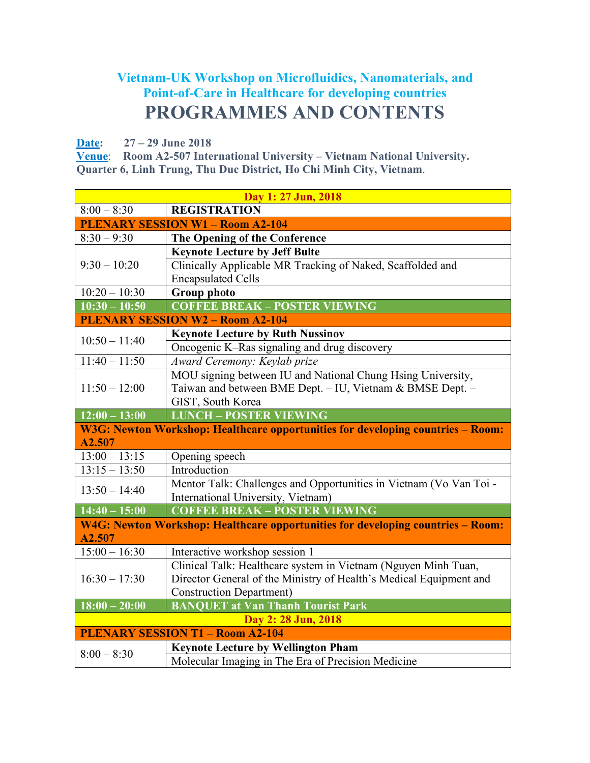## Vietnam-UK Workshop on Microfluidics, Nanomaterials, and Point-of-Care in Healthcare for developing countries

# PROGRAMMES AND CONTENTS

**Date:** **27 – 29 June 2018**
**Venue**: **Room A2-507 International University – Vietnam National University. Quarter 6, Linh Trung, Thu Duc District, Ho Chi Minh City, Vietnam**.

| **Day 1: 27 Jun, 2018** | |
|---|---|
| 8:00 – 8:30 | **REGISTRATION** |
| **PLENARY SESSION W1 – Room A2-104** | |
| 8:30 – 9:30 | **The Opening of the Conference** |
| 9:30 – 10:20 | **Keynote Lecture by Jeff Bulte** |
| | Clinically Applicable MR Tracking of Naked, Scaffolded and Encapsulated Cells |
| 10:20 – 10:30 | **Group photo** |
| **10:30 – 10:50** | **COFFEE BREAK – POSTER VIEWING** |
| **PLENARY SESSION W2 – Room A2-104** | |
| 10:50 – 11:40 | **Keynote Lecture by Ruth Nussinov** |
| | Oncogenic K–Ras signaling and drug discovery |
| 11:40 – 11:50 | *Award Ceremony: Keylab prize* |
| 11:50 – 12:00 | MOU signing between IU and National Chung Hsing University, Taiwan and between BME Dept. – IU, Vietnam & BMSE Dept. – GIST, South Korea |
| **12:00 – 13:00** | **LUNCH – POSTER VIEWING** |
| **W3G: Newton Workshop: Healthcare opportunities for developing countries – Room: A2.507** | |
| 13:00 – 13:15 | Opening speech |
| 13:15 – 13:50 | Introduction |
| 13:50 – 14:40 | Mentor Talk: Challenges and Opportunities in Vietnam (Vo Van Toi - International University, Vietnam) |
| **14:40 – 15:00** | **COFFEE BREAK – POSTER VIEWING** |
| **W4G: Newton Workshop: Healthcare opportunities for developing countries – Room: A2.507** | |
| 15:00 – 16:30 | Interactive workshop session 1 |
| 16:30 – 17:30 | Clinical Talk: Healthcare system in Vietnam (Nguyen Minh Tuan, Director General of the Ministry of Health's Medical Equipment and Construction Department) |
| **18:00 – 20:00** | **BANQUET at Van Thanh Tourist Park** |
| **Day 2: 28 Jun, 2018** | |
| **PLENARY SESSION T1 – Room A2-104** | |
| 8:00 – 8:30 | **Keynote Lecture by Wellington Pham** |
| | Molecular Imaging in The Era of Precision Medicine |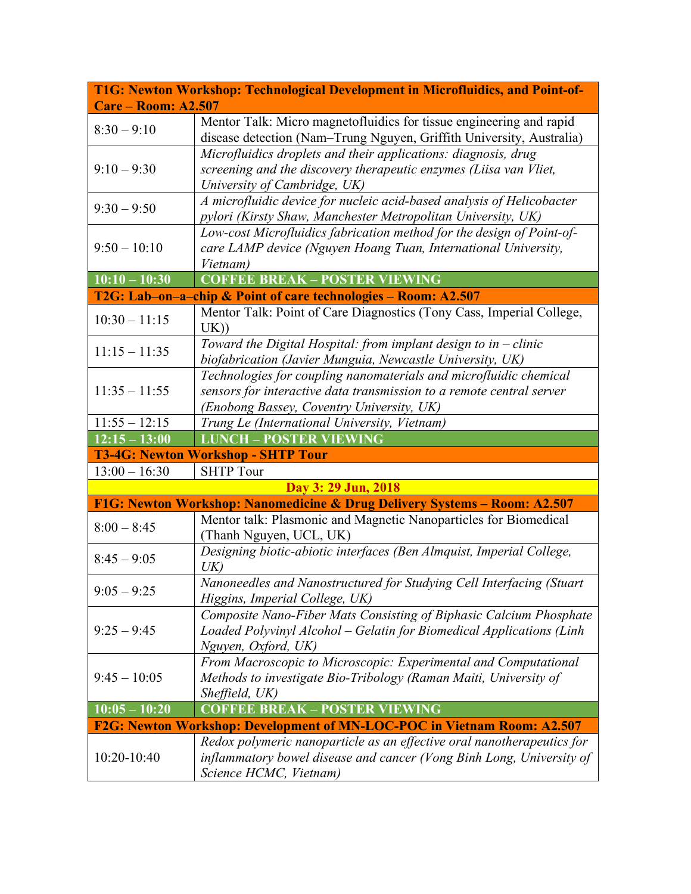| **T1G: Newton Workshop: Technological Development in Microfluidics, and Point-of-Care – Room: A2.507** | |
|---|---|
| 8:30 – 9:10 | Mentor Talk: Micro magnetofluidics for tissue engineering and rapid disease detection (Nam–Trung Nguyen, Griffith University, Australia) |
| 9:10 – 9:30 | *Microfluidics droplets and their applications: diagnosis, drug screening and the discovery therapeutic enzymes (Liisa van Vliet, University of Cambridge, UK)* |
| 9:30 – 9:50 | *A microfluidic device for nucleic acid-based analysis of Helicobacter pylori (Kirsty Shaw, Manchester Metropolitan University, UK)* |
| 9:50 – 10:10 | *Low-cost Microfluidics fabrication method for the design of Point-of-care LAMP device (Nguyen Hoang Tuan, International University, Vietnam)* |
| **10:10 – 10:30** | **COFFEE BREAK – POSTER VIEWING** |
| **T2G: Lab–on–a–chip & Point of care technologies – Room: A2.507** | |
| 10:30 – 11:15 | Mentor Talk: Point of Care Diagnostics (Tony Cass, Imperial College, UK)) |
| 11:15 – 11:35 | *Toward the Digital Hospital: from implant design to in – clinic biofabrication (Javier Munguia, Newcastle University, UK)* |
| 11:35 – 11:55 | *Technologies for coupling nanomaterials and microfluidic chemical sensors for interactive data transmission to a remote central server (Enobong Bassey, Coventry University, UK)* |
| 11:55 – 12:15 | *Trung Le (International University, Vietnam)* |
| **12:15 – 13:00** | **LUNCH – POSTER VIEWING** |
| **T3-4G: Newton Workshop - SHTP Tour** | |
| 13:00 – 16:30 | SHTP Tour |
| **Day 3: 29 Jun, 2018** | |
| **F1G: Newton Workshop: Nanomedicine & Drug Delivery Systems – Room: A2.507** | |
| 8:00 – 8:45 | Mentor talk: Plasmonic and Magnetic Nanoparticles for Biomedical (Thanh Nguyen, UCL, UK) |
| 8:45 – 9:05 | *Designing biotic-abiotic interfaces (Ben Almquist, Imperial College, UK)* |
| 9:05 – 9:25 | *Nanoneedles and Nanostructured for Studying Cell Interfacing (Stuart Higgins, Imperial College, UK)* |
| 9:25 – 9:45 | *Composite Nano-Fiber Mats Consisting of Biphasic Calcium Phosphate Loaded Polyvinyl Alcohol – Gelatin for Biomedical Applications (Linh Nguyen, Oxford, UK)* |
| 9:45 – 10:05 | *From Macroscopic to Microscopic: Experimental and Computational Methods to investigate Bio-Tribology (Raman Maiti, University of Sheffield, UK)* |
| **10:05 – 10:20** | **COFFEE BREAK – POSTER VIEWING** |
| **F2G: Newton Workshop: Development of MN-LOC-POC in Vietnam Room: A2.507** | |
| 10:20-10:40 | *Redox polymeric nanoparticle as an effective oral nanotherapeutics for inflammatory bowel disease and cancer (Vong Binh Long, University of Science HCMC, Vietnam)* |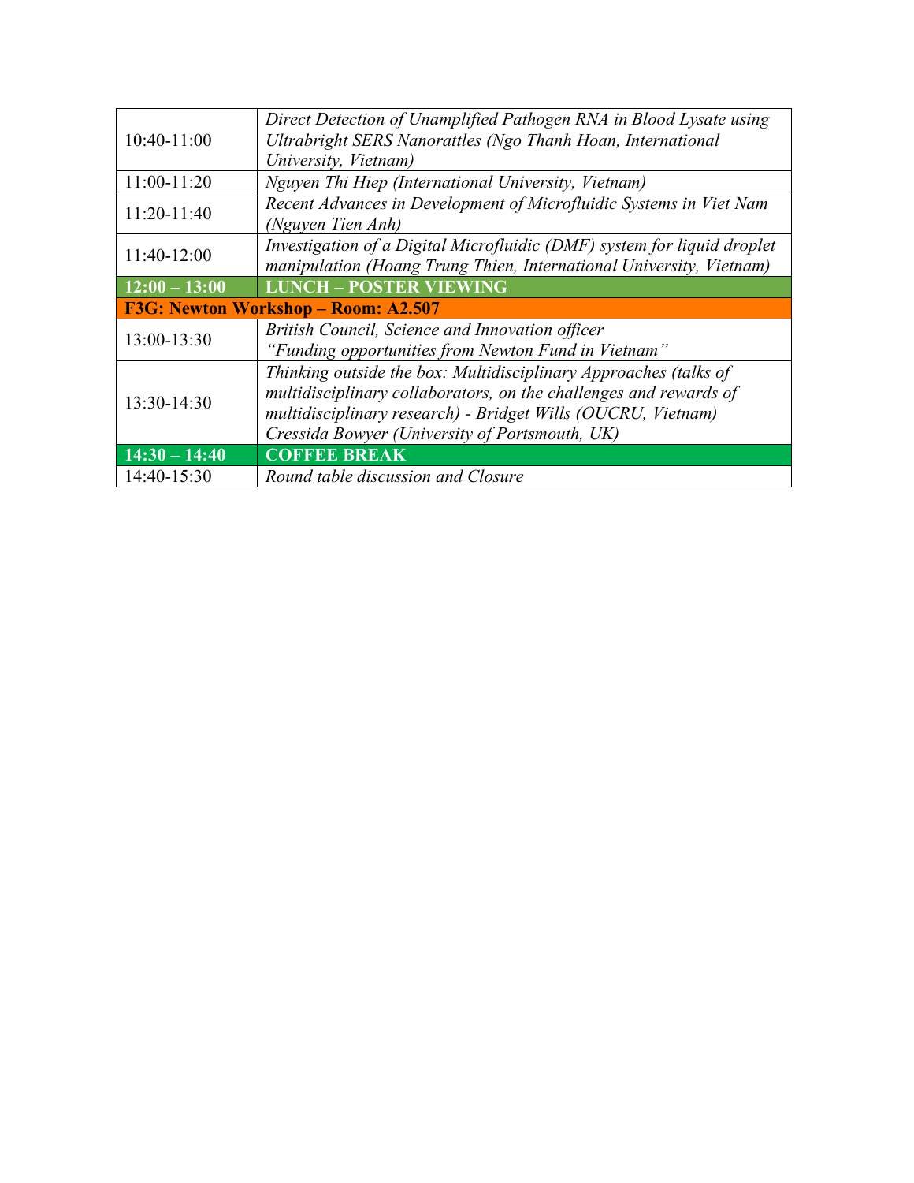| | |
|---|---|
| 10:40-11:00 | *Direct Detection of Unamplified Pathogen RNA in Blood Lysate using Ultrabright SERS Nanorattles (Ngo Thanh Hoan, International University, Vietnam)* |
| 11:00-11:20 | *Nguyen Thi Hiep (International University, Vietnam)* |
| 11:20-11:40 | *Recent Advances in Development of Microfluidic Systems in Viet Nam (Nguyen Tien Anh)* |
| 11:40-12:00 | *Investigation of a Digital Microfluidic (DMF) system for liquid droplet manipulation (Hoang Trung Thien, International University, Vietnam)* |
| **12:00 – 13:00** | **LUNCH – POSTER VIEWING** |
| **F3G: Newton Workshop – Room: A2.507** | |
| 13:00-13:30 | *British Council, Science and Innovation officer "Funding opportunities from Newton Fund in Vietnam"* |
| 13:30-14:30 | *Thinking outside the box: Multidisciplinary Approaches (talks of multidisciplinary collaborators, on the challenges and rewards of multidisciplinary research) - Bridget Wills (OUCRU, Vietnam) Cressida Bowyer (University of Portsmouth, UK)* |
| **14:30 – 14:40** | **COFFEE BREAK** |
| 14:40-15:30 | *Round table discussion and Closure* |